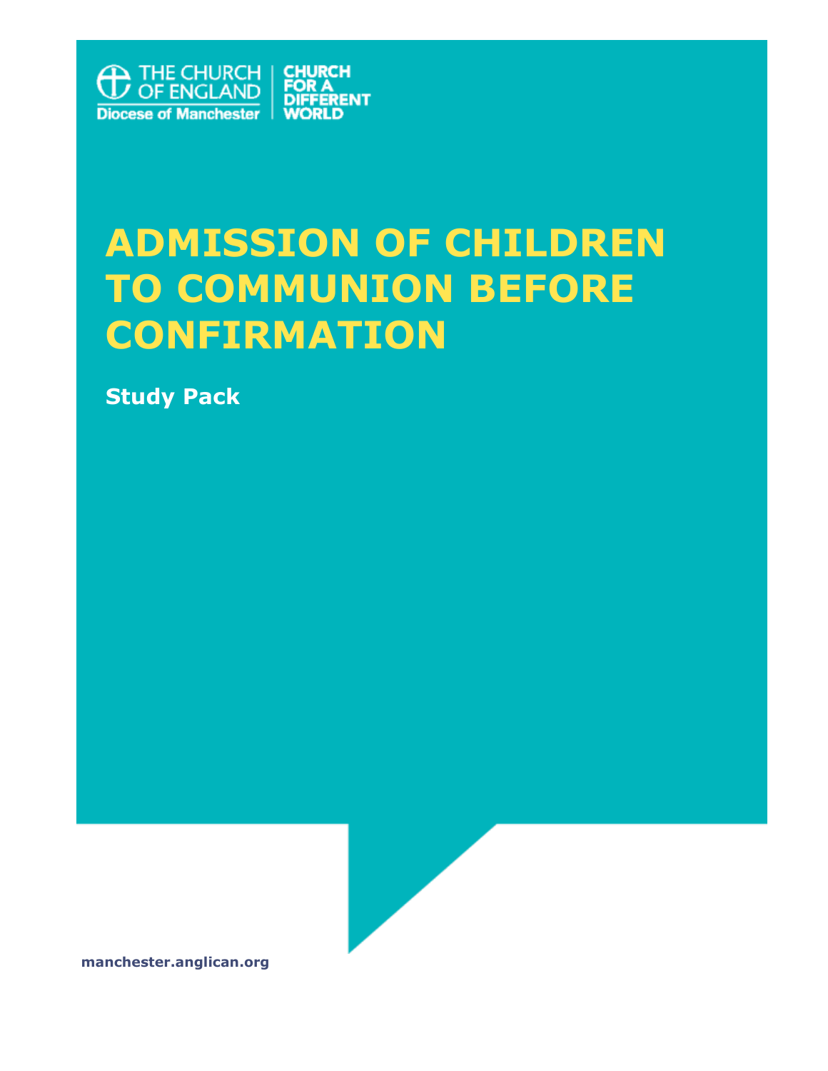THE CHURCH OF ENGLAND
Diocese of Manchester

CHURCH FOR A DIFFERENT WORLD

# ADMISSION OF CHILDREN TO COMMUNION BEFORE CONFIRMATION

**Study Pack**

**manchester.anglican.org**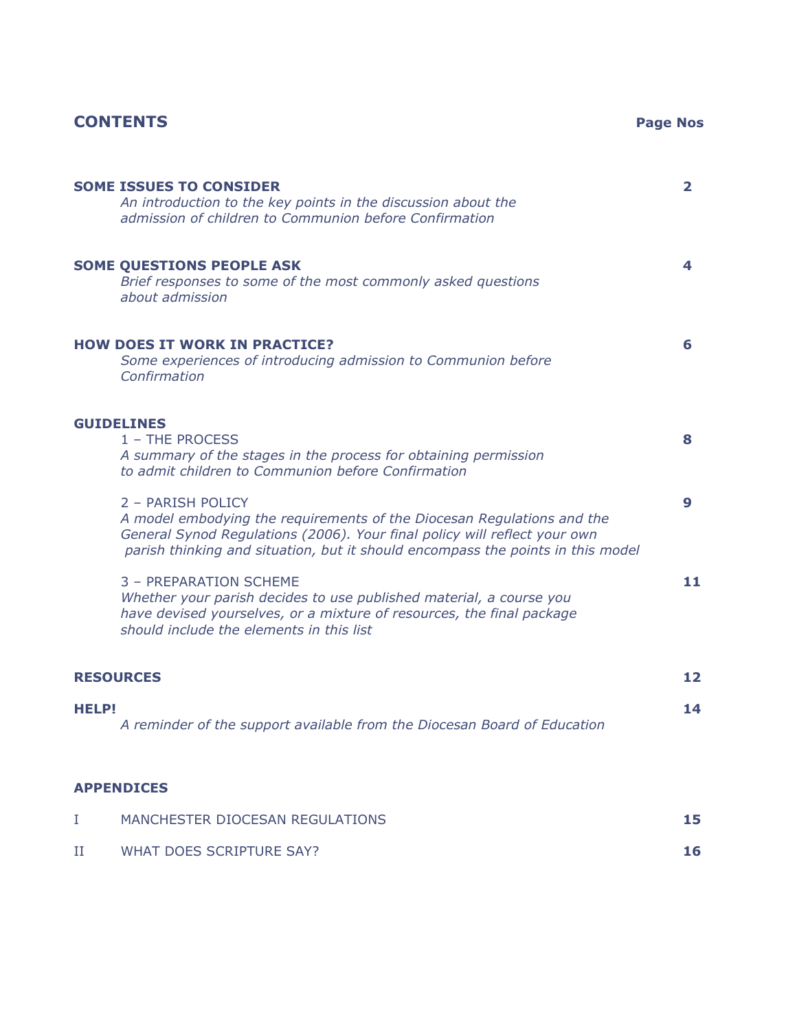## CONTENTS

**Page Nos**

**SOME ISSUES TO CONSIDER** — **2**
*An introduction to the key points in the discussion about the admission of children to Communion before Confirmation*

**SOME QUESTIONS PEOPLE ASK** — **4**
*Brief responses to some of the most commonly asked questions about admission*

**HOW DOES IT WORK IN PRACTICE?** — **6**
*Some experiences of introducing admission to Communion before Confirmation*

**GUIDELINES**

1 – THE PROCESS — **8**
*A summary of the stages in the process for obtaining permission to admit children to Communion before Confirmation*

2 – PARISH POLICY — **9**
*A model embodying the requirements of the Diocesan Regulations and the General Synod Regulations (2006). Your final policy will reflect your own parish thinking and situation, but it should encompass the points in this model*

3 – PREPARATION SCHEME — **11**
*Whether your parish decides to use published material, a course you have devised yourselves, or a mixture of resources, the final package should include the elements in this list*

**RESOURCES** — **12**

**HELP!** — **14**
*A reminder of the support available from the Diocesan Board of Education*

**APPENDICES**

| | | |
|---|---|---|
| I | MANCHESTER DIOCESAN REGULATIONS | **15** |
| II | WHAT DOES SCRIPTURE SAY? | **16** |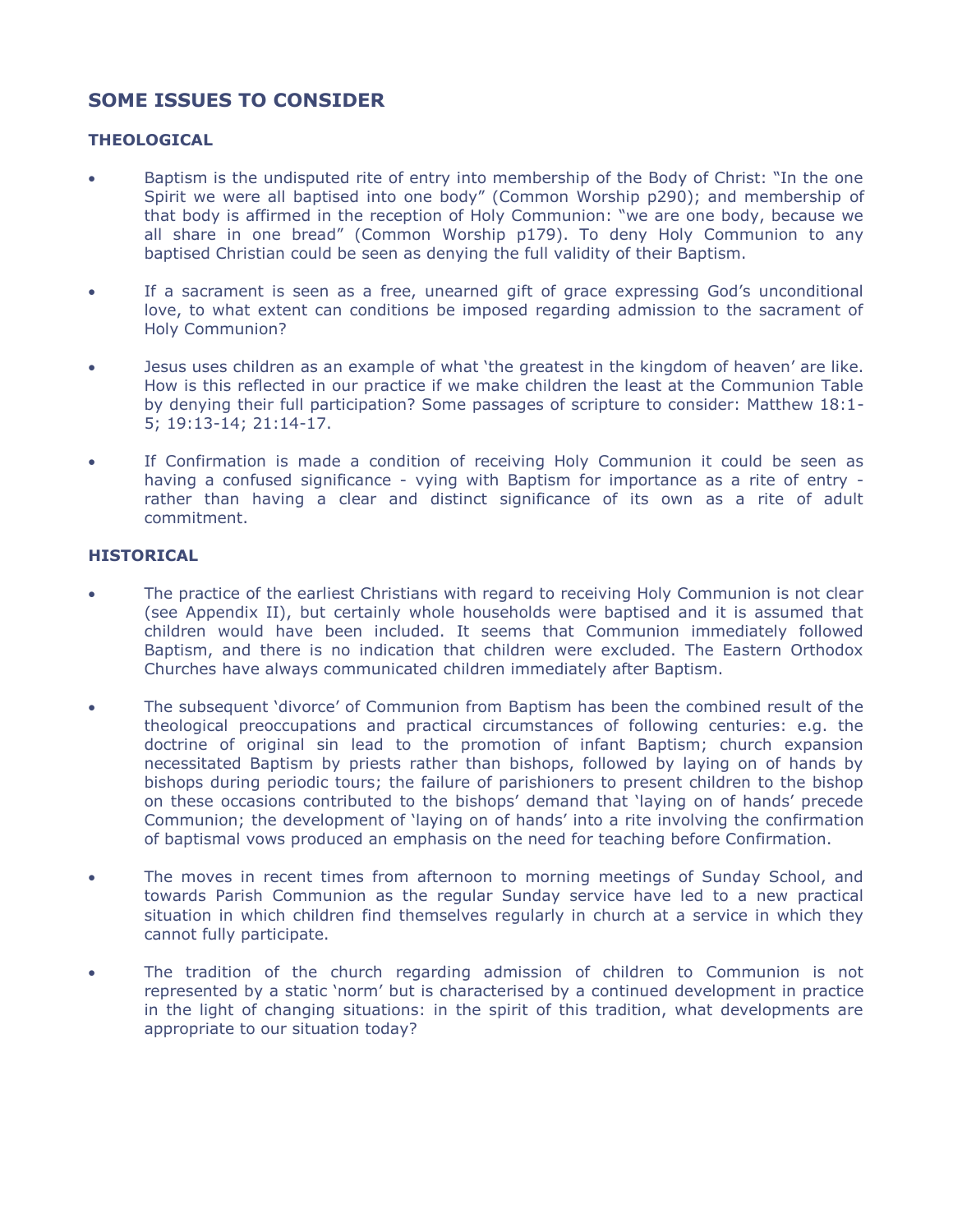## SOME ISSUES TO CONSIDER

### THEOLOGICAL

- Baptism is the undisputed rite of entry into membership of the Body of Christ: "In the one Spirit we were all baptised into one body" (Common Worship p290); and membership of that body is affirmed in the reception of Holy Communion: "we are one body, because we all share in one bread" (Common Worship p179). To deny Holy Communion to any baptised Christian could be seen as denying the full validity of their Baptism.

- If a sacrament is seen as a free, unearned gift of grace expressing God's unconditional love, to what extent can conditions be imposed regarding admission to the sacrament of Holy Communion?

- Jesus uses children as an example of what 'the greatest in the kingdom of heaven' are like. How is this reflected in our practice if we make children the least at the Communion Table by denying their full participation? Some passages of scripture to consider: Matthew 18:1-5; 19:13-14; 21:14-17.

- If Confirmation is made a condition of receiving Holy Communion it could be seen as having a confused significance - vying with Baptism for importance as a rite of entry - rather than having a clear and distinct significance of its own as a rite of adult commitment.

### HISTORICAL

- The practice of the earliest Christians with regard to receiving Holy Communion is not clear (see Appendix II), but certainly whole households were baptised and it is assumed that children would have been included. It seems that Communion immediately followed Baptism, and there is no indication that children were excluded. The Eastern Orthodox Churches have always communicated children immediately after Baptism.

- The subsequent 'divorce' of Communion from Baptism has been the combined result of the theological preoccupations and practical circumstances of following centuries: e.g. the doctrine of original sin lead to the promotion of infant Baptism; church expansion necessitated Baptism by priests rather than bishops, followed by laying on of hands by bishops during periodic tours; the failure of parishioners to present children to the bishop on these occasions contributed to the bishops' demand that 'laying on of hands' precede Communion; the development of 'laying on of hands' into a rite involving the confirmation of baptismal vows produced an emphasis on the need for teaching before Confirmation.

- The moves in recent times from afternoon to morning meetings of Sunday School, and towards Parish Communion as the regular Sunday service have led to a new practical situation in which children find themselves regularly in church at a service in which they cannot fully participate.

- The tradition of the church regarding admission of children to Communion is not represented by a static 'norm' but is characterised by a continued development in practice in the light of changing situations: in the spirit of this tradition, what developments are appropriate to our situation today?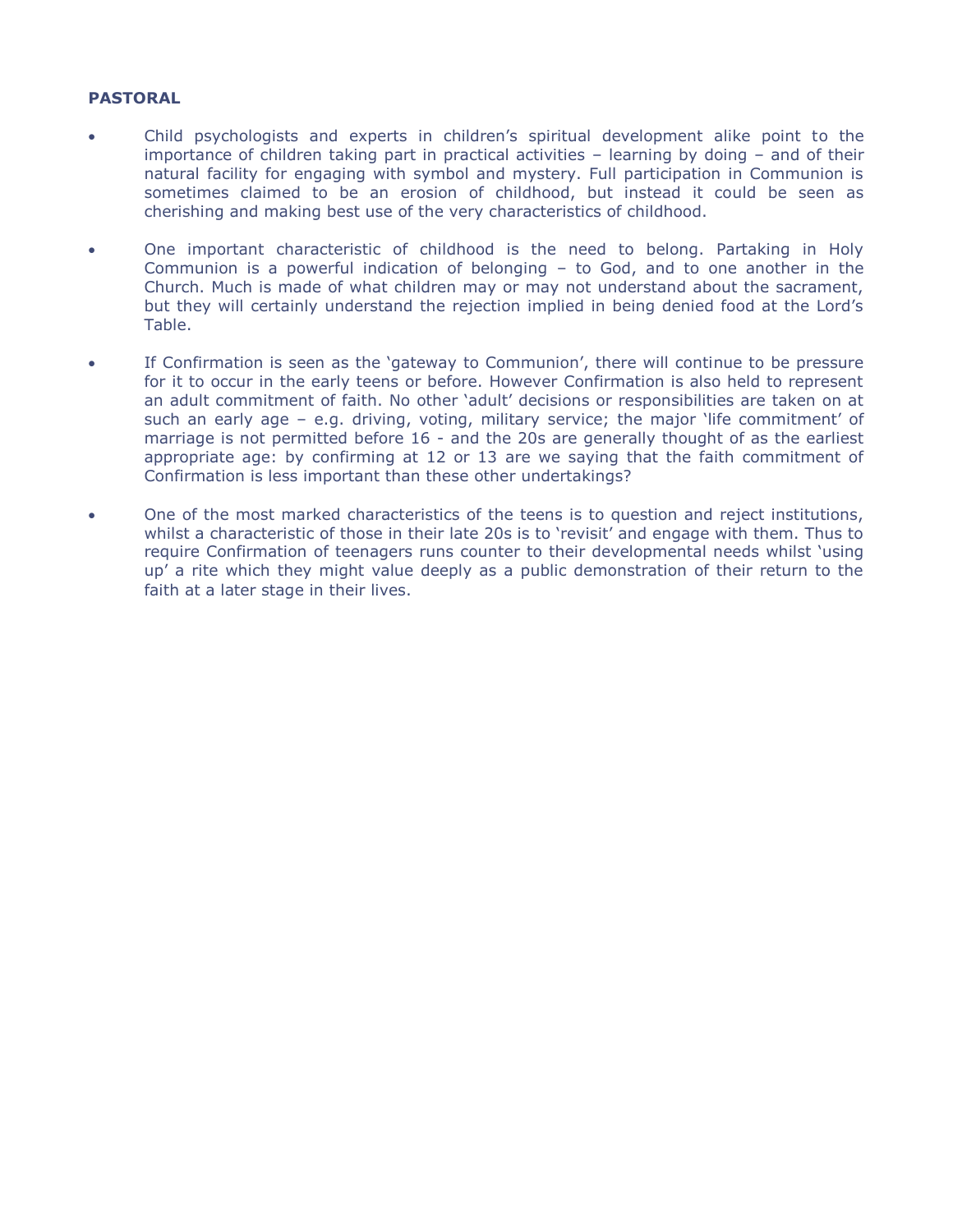**PASTORAL**

- Child psychologists and experts in children's spiritual development alike point to the importance of children taking part in practical activities – learning by doing – and of their natural facility for engaging with symbol and mystery. Full participation in Communion is sometimes claimed to be an erosion of childhood, but instead it could be seen as cherishing and making best use of the very characteristics of childhood.

- One important characteristic of childhood is the need to belong. Partaking in Holy Communion is a powerful indication of belonging – to God, and to one another in the Church. Much is made of what children may or may not understand about the sacrament, but they will certainly understand the rejection implied in being denied food at the Lord's Table.

- If Confirmation is seen as the 'gateway to Communion', there will continue to be pressure for it to occur in the early teens or before. However Confirmation is also held to represent an adult commitment of faith. No other 'adult' decisions or responsibilities are taken on at such an early age – e.g. driving, voting, military service; the major 'life commitment' of marriage is not permitted before 16 - and the 20s are generally thought of as the earliest appropriate age: by confirming at 12 or 13 are we saying that the faith commitment of Confirmation is less important than these other undertakings?

- One of the most marked characteristics of the teens is to question and reject institutions, whilst a characteristic of those in their late 20s is to 'revisit' and engage with them. Thus to require Confirmation of teenagers runs counter to their developmental needs whilst 'using up' a rite which they might value deeply as a public demonstration of their return to the faith at a later stage in their lives.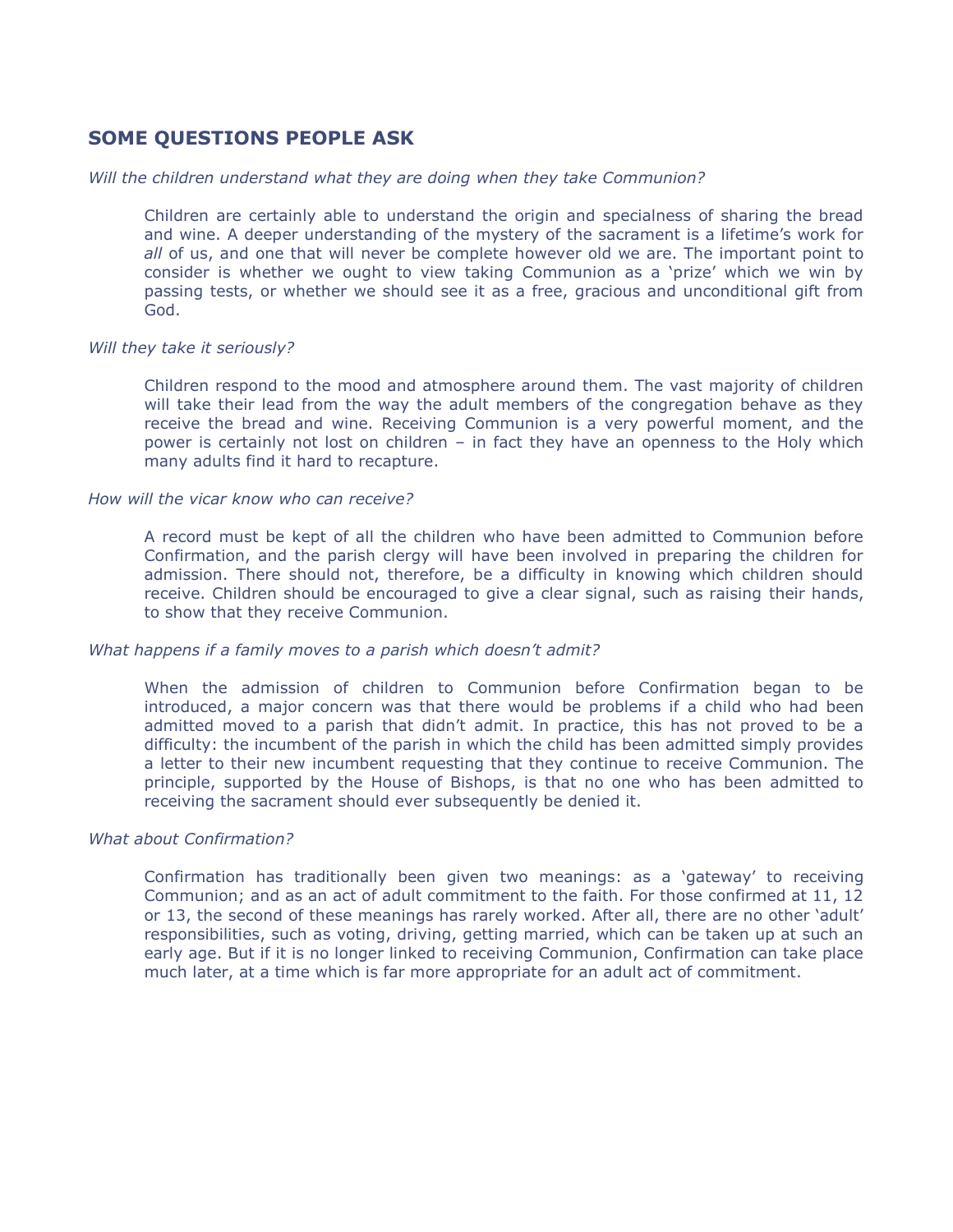## SOME QUESTIONS PEOPLE ASK

*Will the children understand what they are doing when they take Communion?*

Children are certainly able to understand the origin and specialness of sharing the bread and wine. A deeper understanding of the mystery of the sacrament is a lifetime's work for *all* of us, and one that will never be complete however old we are. The important point to consider is whether we ought to view taking Communion as a 'prize' which we win by passing tests, or whether we should see it as a free, gracious and unconditional gift from God.

*Will they take it seriously?*

Children respond to the mood and atmosphere around them. The vast majority of children will take their lead from the way the adult members of the congregation behave as they receive the bread and wine. Receiving Communion is a very powerful moment, and the power is certainly not lost on children – in fact they have an openness to the Holy which many adults find it hard to recapture.

*How will the vicar know who can receive?*

A record must be kept of all the children who have been admitted to Communion before Confirmation, and the parish clergy will have been involved in preparing the children for admission. There should not, therefore, be a difficulty in knowing which children should receive. Children should be encouraged to give a clear signal, such as raising their hands, to show that they receive Communion.

*What happens if a family moves to a parish which doesn't admit?*

When the admission of children to Communion before Confirmation began to be introduced, a major concern was that there would be problems if a child who had been admitted moved to a parish that didn't admit. In practice, this has not proved to be a difficulty: the incumbent of the parish in which the child has been admitted simply provides a letter to their new incumbent requesting that they continue to receive Communion. The principle, supported by the House of Bishops, is that no one who has been admitted to receiving the sacrament should ever subsequently be denied it.

*What about Confirmation?*

Confirmation has traditionally been given two meanings: as a 'gateway' to receiving Communion; and as an act of adult commitment to the faith. For those confirmed at 11, 12 or 13, the second of these meanings has rarely worked. After all, there are no other 'adult' responsibilities, such as voting, driving, getting married, which can be taken up at such an early age. But if it is no longer linked to receiving Communion, Confirmation can take place much later, at a time which is far more appropriate for an adult act of commitment.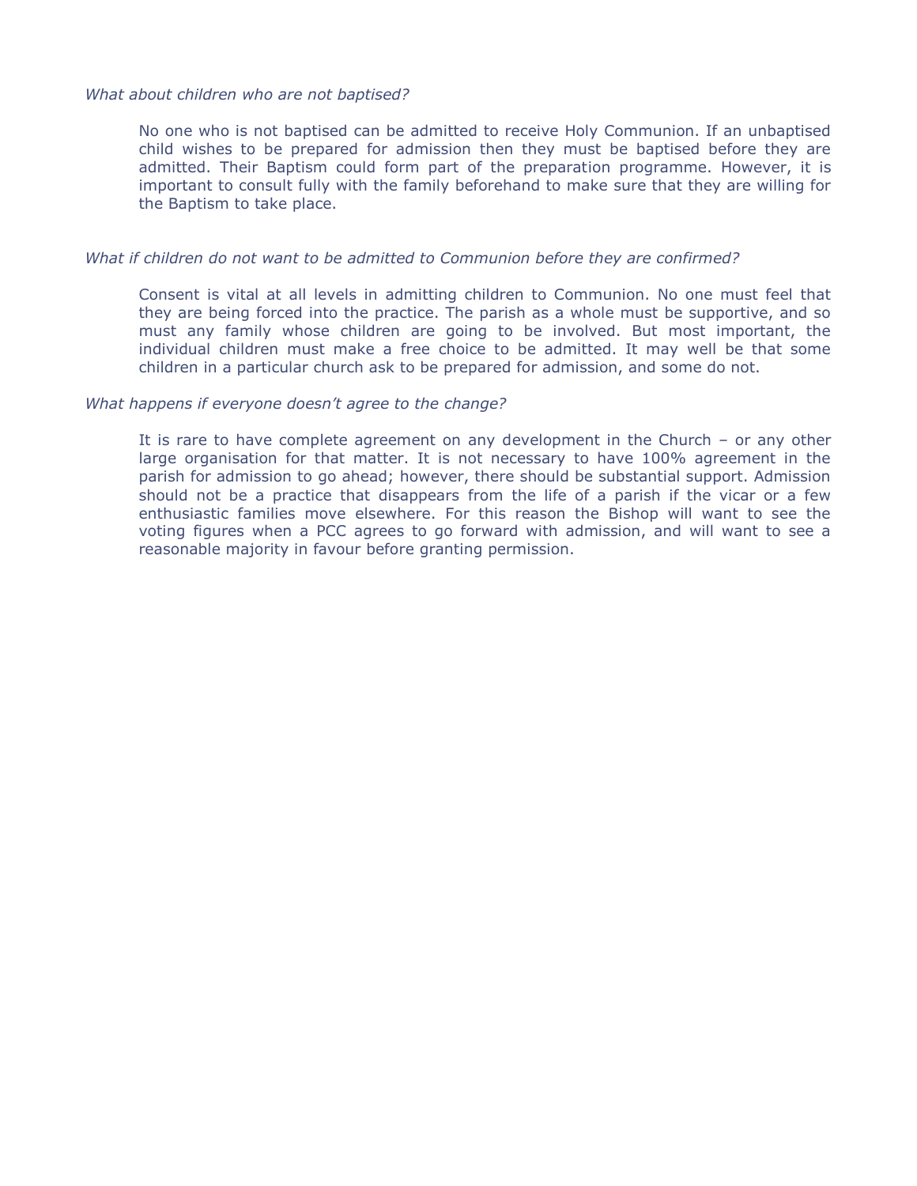*What about children who are not baptised?*

No one who is not baptised can be admitted to receive Holy Communion. If an unbaptised child wishes to be prepared for admission then they must be baptised before they are admitted. Their Baptism could form part of the preparation programme. However, it is important to consult fully with the family beforehand to make sure that they are willing for the Baptism to take place.

*What if children do not want to be admitted to Communion before they are confirmed?*

Consent is vital at all levels in admitting children to Communion. No one must feel that they are being forced into the practice. The parish as a whole must be supportive, and so must any family whose children are going to be involved. But most important, the individual children must make a free choice to be admitted. It may well be that some children in a particular church ask to be prepared for admission, and some do not.

*What happens if everyone doesn't agree to the change?*

It is rare to have complete agreement on any development in the Church – or any other large organisation for that matter. It is not necessary to have 100% agreement in the parish for admission to go ahead; however, there should be substantial support. Admission should not be a practice that disappears from the life of a parish if the vicar or a few enthusiastic families move elsewhere. For this reason the Bishop will want to see the voting figures when a PCC agrees to go forward with admission, and will want to see a reasonable majority in favour before granting permission.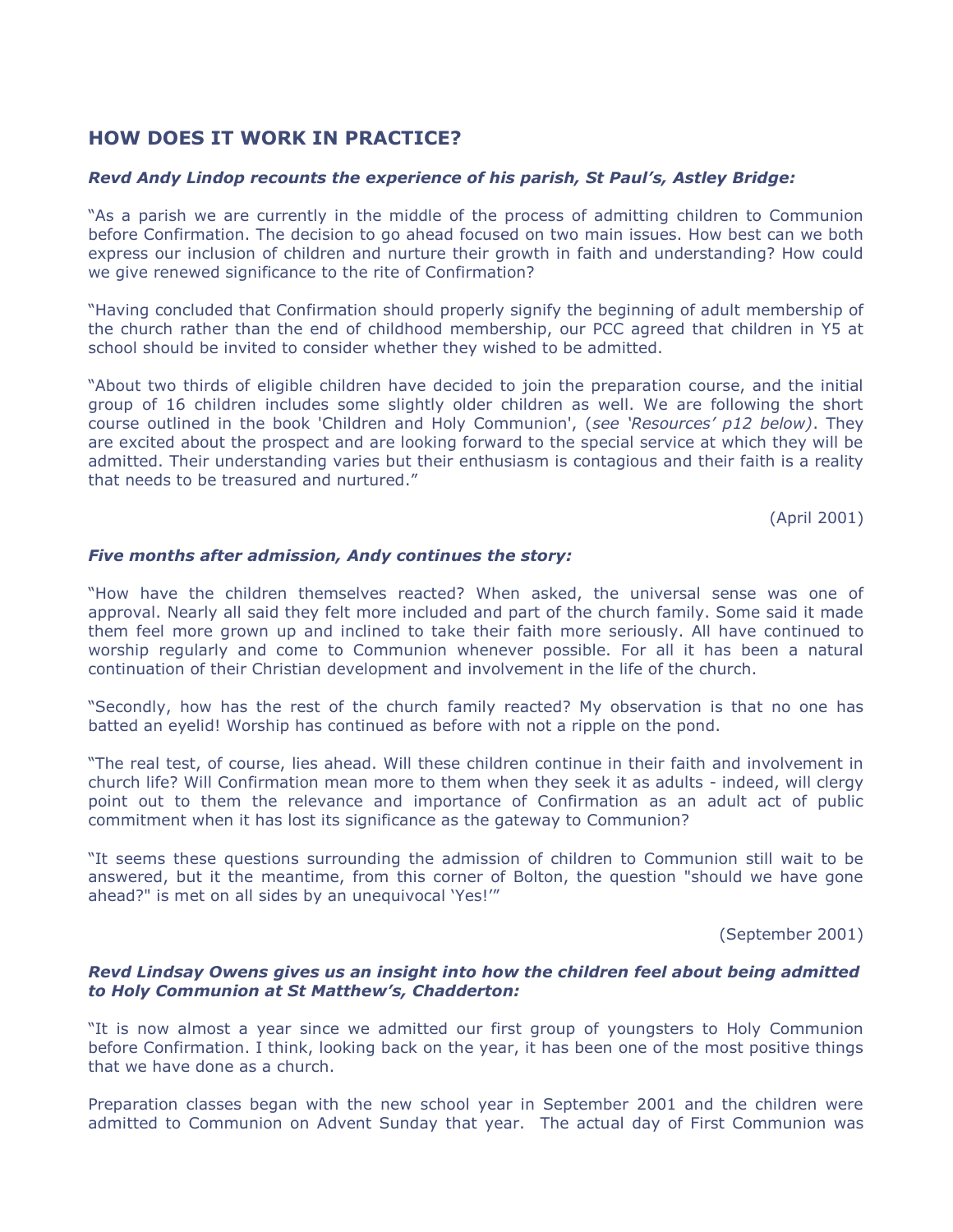## HOW DOES IT WORK IN PRACTICE?

***Revd Andy Lindop recounts the experience of his parish, St Paul's, Astley Bridge:***

"As a parish we are currently in the middle of the process of admitting children to Communion before Confirmation. The decision to go ahead focused on two main issues. How best can we both express our inclusion of children and nurture their growth in faith and understanding? How could we give renewed significance to the rite of Confirmation?

"Having concluded that Confirmation should properly signify the beginning of adult membership of the church rather than the end of childhood membership, our PCC agreed that children in Y5 at school should be invited to consider whether they wished to be admitted.

"About two thirds of eligible children have decided to join the preparation course, and the initial group of 16 children includes some slightly older children as well. We are following the short course outlined in the book 'Children and Holy Communion', (*see 'Resources' p12 below)*. They are excited about the prospect and are looking forward to the special service at which they will be admitted. Their understanding varies but their enthusiasm is contagious and their faith is a reality that needs to be treasured and nurtured."

(April 2001)

***Five months after admission, Andy continues the story:***

"How have the children themselves reacted? When asked, the universal sense was one of approval. Nearly all said they felt more included and part of the church family. Some said it made them feel more grown up and inclined to take their faith more seriously. All have continued to worship regularly and come to Communion whenever possible. For all it has been a natural continuation of their Christian development and involvement in the life of the church.

"Secondly, how has the rest of the church family reacted? My observation is that no one has batted an eyelid! Worship has continued as before with not a ripple on the pond.

"The real test, of course, lies ahead. Will these children continue in their faith and involvement in church life? Will Confirmation mean more to them when they seek it as adults - indeed, will clergy point out to them the relevance and importance of Confirmation as an adult act of public commitment when it has lost its significance as the gateway to Communion?

"It seems these questions surrounding the admission of children to Communion still wait to be answered, but it the meantime, from this corner of Bolton, the question "should we have gone ahead?" is met on all sides by an unequivocal 'Yes!'"

(September 2001)

***Revd Lindsay Owens gives us an insight into how the children feel about being admitted to Holy Communion at St Matthew's, Chadderton:***

"It is now almost a year since we admitted our first group of youngsters to Holy Communion before Confirmation. I think, looking back on the year, it has been one of the most positive things that we have done as a church.

Preparation classes began with the new school year in September 2001 and the children were admitted to Communion on Advent Sunday that year. The actual day of First Communion was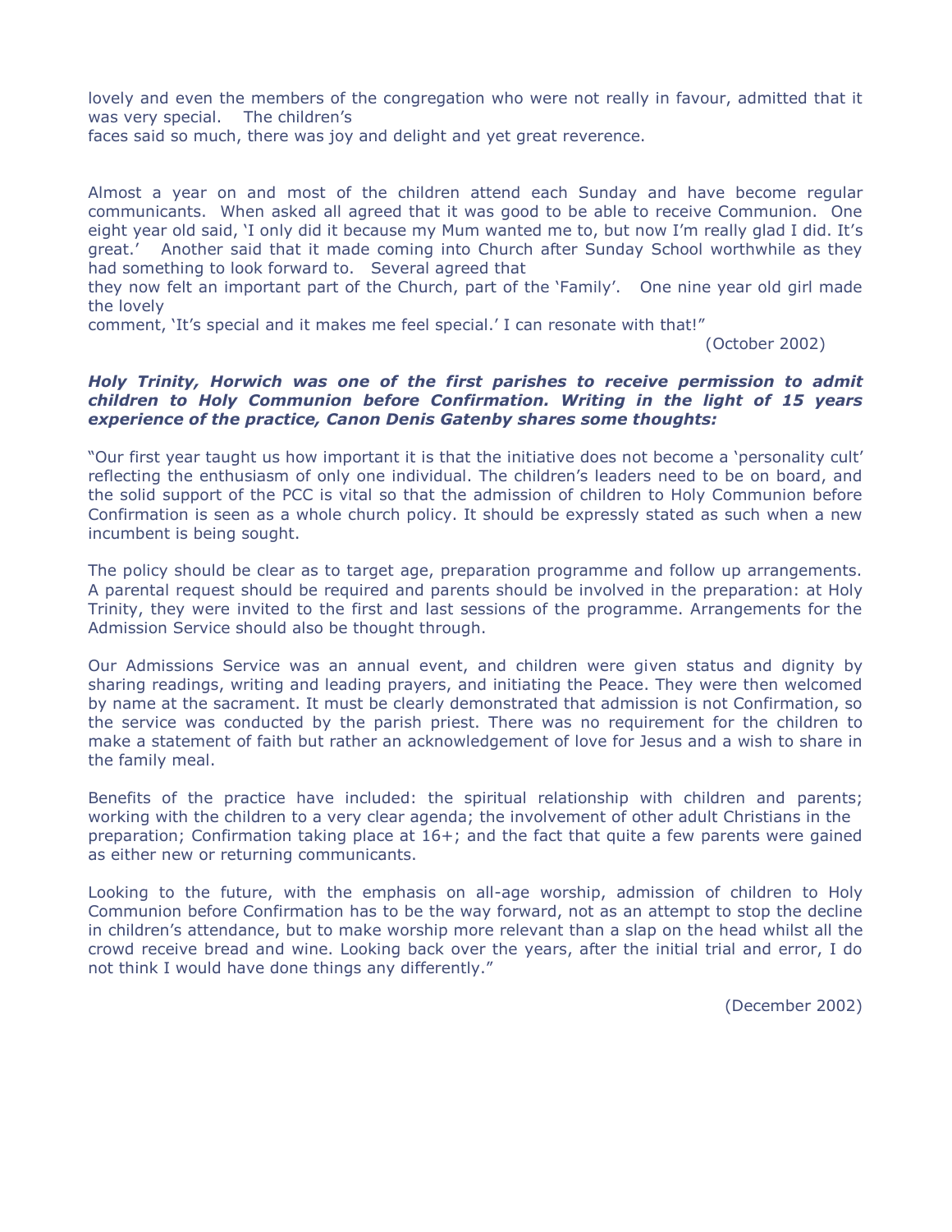lovely and even the members of the congregation who were not really in favour, admitted that it was very special. The children's faces said so much, there was joy and delight and yet great reverence.

Almost a year on and most of the children attend each Sunday and have become regular communicants. When asked all agreed that it was good to be able to receive Communion. One eight year old said, 'I only did it because my Mum wanted me to, but now I'm really glad I did. It's great.' Another said that it made coming into Church after Sunday School worthwhile as they had something to look forward to. Several agreed that they now felt an important part of the Church, part of the 'Family'. One nine year old girl made the lovely comment, 'It's special and it makes me feel special.' I can resonate with that!"

(October 2002)

***Holy Trinity, Horwich was one of the first parishes to receive permission to admit children to Holy Communion before Confirmation. Writing in the light of 15 years experience of the practice, Canon Denis Gatenby shares some thoughts:***

"Our first year taught us how important it is that the initiative does not become a 'personality cult' reflecting the enthusiasm of only one individual. The children's leaders need to be on board, and the solid support of the PCC is vital so that the admission of children to Holy Communion before Confirmation is seen as a whole church policy. It should be expressly stated as such when a new incumbent is being sought.

The policy should be clear as to target age, preparation programme and follow up arrangements. A parental request should be required and parents should be involved in the preparation: at Holy Trinity, they were invited to the first and last sessions of the programme. Arrangements for the Admission Service should also be thought through.

Our Admissions Service was an annual event, and children were given status and dignity by sharing readings, writing and leading prayers, and initiating the Peace. They were then welcomed by name at the sacrament. It must be clearly demonstrated that admission is not Confirmation, so the service was conducted by the parish priest. There was no requirement for the children to make a statement of faith but rather an acknowledgement of love for Jesus and a wish to share in the family meal.

Benefits of the practice have included: the spiritual relationship with children and parents; working with the children to a very clear agenda; the involvement of other adult Christians in the preparation; Confirmation taking place at 16+; and the fact that quite a few parents were gained as either new or returning communicants.

Looking to the future, with the emphasis on all-age worship, admission of children to Holy Communion before Confirmation has to be the way forward, not as an attempt to stop the decline in children's attendance, but to make worship more relevant than a slap on the head whilst all the crowd receive bread and wine. Looking back over the years, after the initial trial and error, I do not think I would have done things any differently."

(December 2002)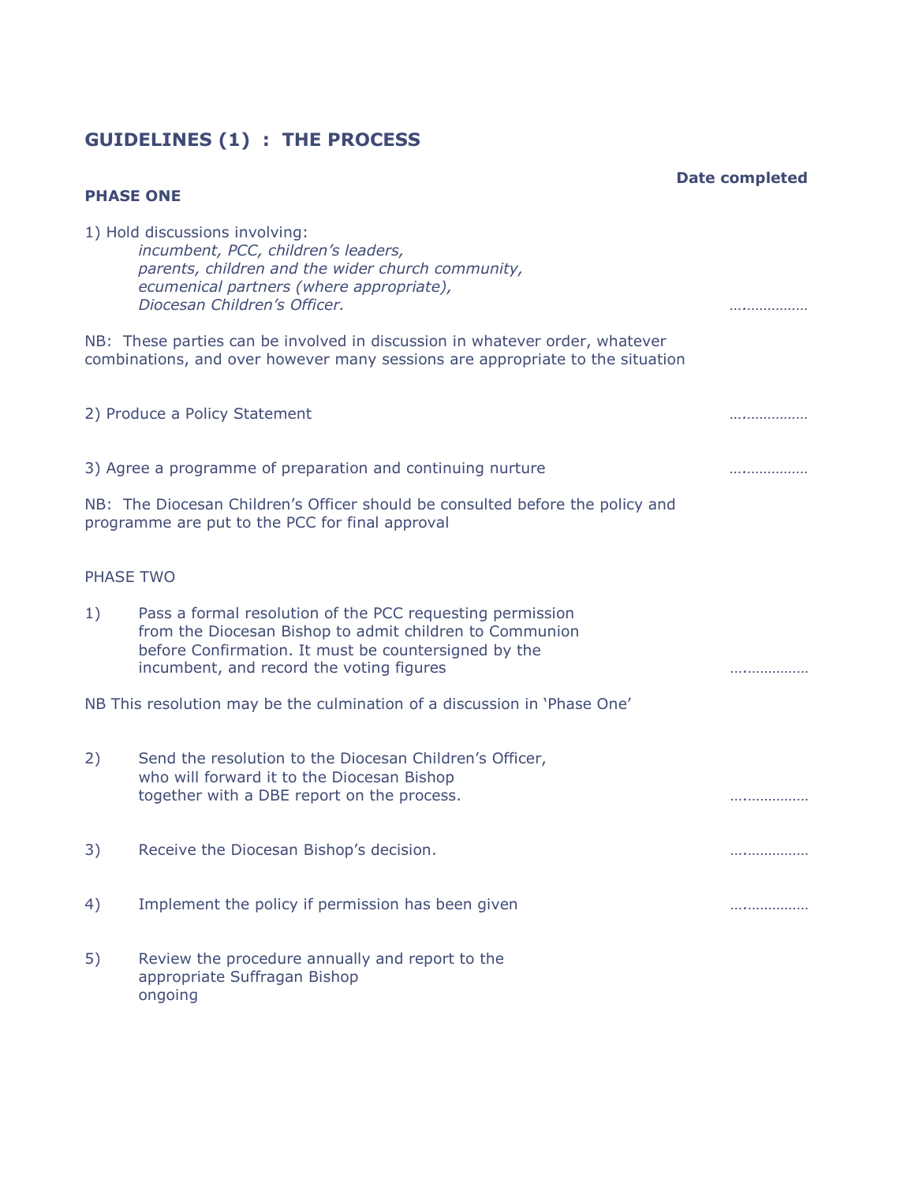## GUIDELINES (1) : THE PROCESS

**Date completed**

**PHASE ONE**

1) Hold discussions involving:
   *incumbent, PCC, children's leaders,*
   *parents, children and the wider church community,*
   *ecumenical partners (where appropriate),*
   *Diocesan Children's Officer.* ……………….

NB: These parties can be involved in discussion in whatever order, whatever combinations, and over however many sessions are appropriate to the situation

2) Produce a Policy Statement ……………….

3) Agree a programme of preparation and continuing nurture ……………….

NB: The Diocesan Children's Officer should be consulted before the policy and programme are put to the PCC for final approval

PHASE TWO

1) Pass a formal resolution of the PCC requesting permission from the Diocesan Bishop to admit children to Communion before Confirmation. It must be countersigned by the incumbent, and record the voting figures ……………….

NB This resolution may be the culmination of a discussion in 'Phase One'

2) Send the resolution to the Diocesan Children's Officer, who will forward it to the Diocesan Bishop together with a DBE report on the process. ……………….

3) Receive the Diocesan Bishop's decision. ……………….

4) Implement the policy if permission has been given ……………….

5) Review the procedure annually and report to the appropriate Suffragan Bishop
   ongoing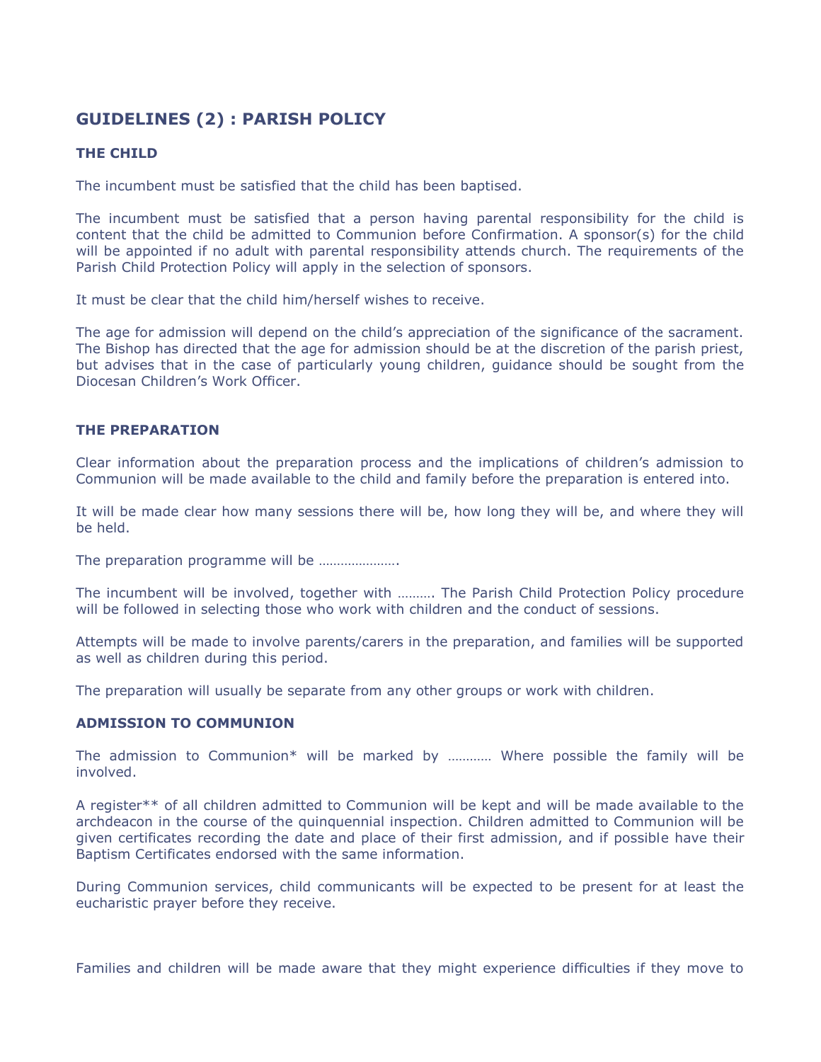## GUIDELINES (2) : PARISH POLICY

### THE CHILD

The incumbent must be satisfied that the child has been baptised.

The incumbent must be satisfied that a person having parental responsibility for the child is content that the child be admitted to Communion before Confirmation. A sponsor(s) for the child will be appointed if no adult with parental responsibility attends church. The requirements of the Parish Child Protection Policy will apply in the selection of sponsors.

It must be clear that the child him/herself wishes to receive.

The age for admission will depend on the child's appreciation of the significance of the sacrament. The Bishop has directed that the age for admission should be at the discretion of the parish priest, but advises that in the case of particularly young children, guidance should be sought from the Diocesan Children's Work Officer.

### THE PREPARATION

Clear information about the preparation process and the implications of children's admission to Communion will be made available to the child and family before the preparation is entered into.

It will be made clear how many sessions there will be, how long they will be, and where they will be held.

The preparation programme will be ………………….

The incumbent will be involved, together with ………. The Parish Child Protection Policy procedure will be followed in selecting those who work with children and the conduct of sessions.

Attempts will be made to involve parents/carers in the preparation, and families will be supported as well as children during this period.

The preparation will usually be separate from any other groups or work with children.

### ADMISSION TO COMMUNION

The admission to Communion* will be marked by ………… Where possible the family will be involved.

A register** of all children admitted to Communion will be kept and will be made available to the archdeacon in the course of the quinquennial inspection. Children admitted to Communion will be given certificates recording the date and place of their first admission, and if possible have their Baptism Certificates endorsed with the same information.

During Communion services, child communicants will be expected to be present for at least the eucharistic prayer before they receive.

Families and children will be made aware that they might experience difficulties if they move to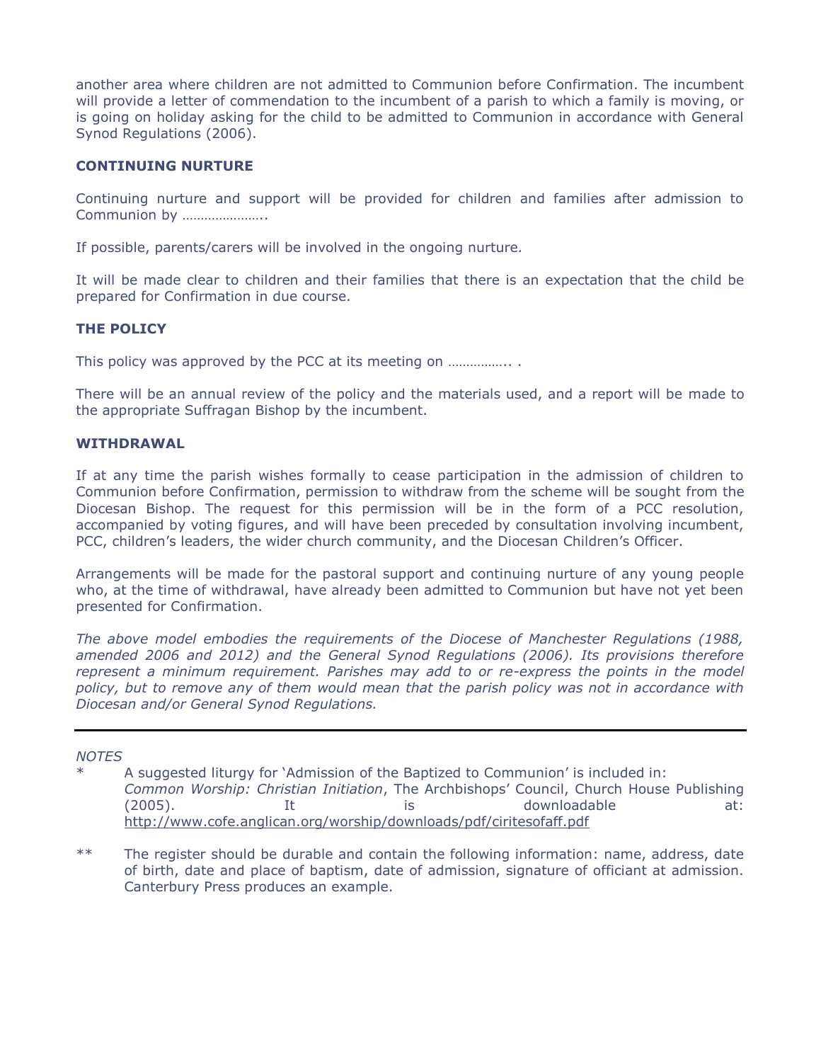another area where children are not admitted to Communion before Confirmation. The incumbent will provide a letter of commendation to the incumbent of a parish to which a family is moving, or is going on holiday asking for the child to be admitted to Communion in accordance with General Synod Regulations (2006).

**CONTINUING NURTURE**

Continuing nurture and support will be provided for children and families after admission to Communion by …………………..

If possible, parents/carers will be involved in the ongoing nurture.

It will be made clear to children and their families that there is an expectation that the child be prepared for Confirmation in due course.

**THE POLICY**

This policy was approved by the PCC at its meeting on …………….. .

There will be an annual review of the policy and the materials used, and a report will be made to the appropriate Suffragan Bishop by the incumbent.

**WITHDRAWAL**

If at any time the parish wishes formally to cease participation in the admission of children to Communion before Confirmation, permission to withdraw from the scheme will be sought from the Diocesan Bishop. The request for this permission will be in the form of a PCC resolution, accompanied by voting figures, and will have been preceded by consultation involving incumbent, PCC, children's leaders, the wider church community, and the Diocesan Children's Officer.

Arrangements will be made for the pastoral support and continuing nurture of any young people who, at the time of withdrawal, have already been admitted to Communion but have not yet been presented for Confirmation.

*The above model embodies the requirements of the Diocese of Manchester Regulations (1988, amended 2006 and 2012) and the General Synod Regulations (2006). Its provisions therefore represent a minimum requirement. Parishes may add to or re-express the points in the model policy, but to remove any of them would mean that the parish policy was not in accordance with Diocesan and/or General Synod Regulations.*

---

*NOTES*

\* A suggested liturgy for 'Admission of the Baptized to Communion' is included in: *Common Worship: Christian Initiation*, The Archbishops' Council, Church House Publishing (2005). It is downloadable at: http://www.cofe.anglican.org/worship/downloads/pdf/ciritesofaff.pdf

\*\* The register should be durable and contain the following information: name, address, date of birth, date and place of baptism, date of admission, signature of officiant at admission. Canterbury Press produces an example.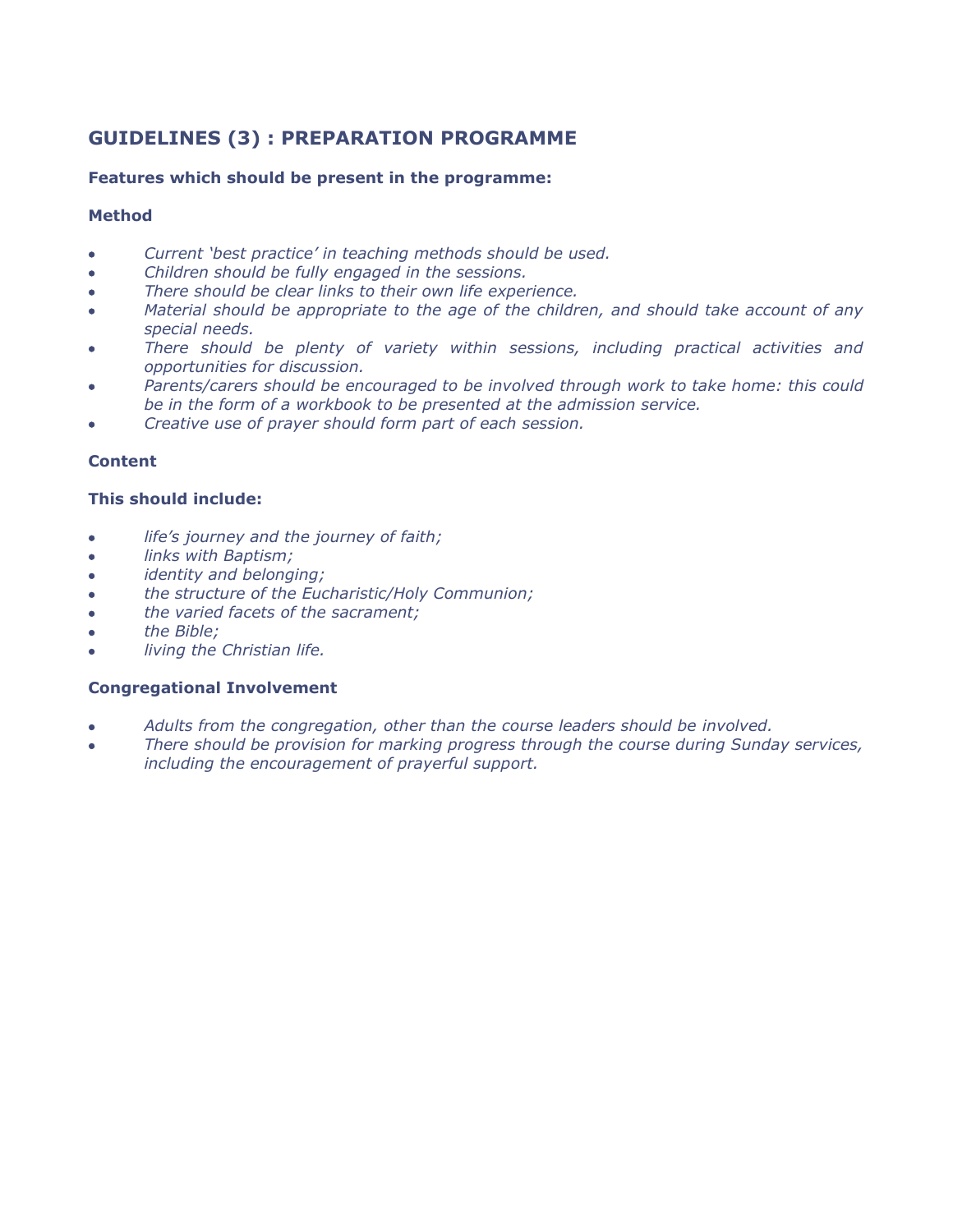## GUIDELINES (3) : PREPARATION PROGRAMME

**Features which should be present in the programme:**

**Method**

- *Current 'best practice' in teaching methods should be used.*
- *Children should be fully engaged in the sessions.*
- *There should be clear links to their own life experience.*
- *Material should be appropriate to the age of the children, and should take account of any special needs.*
- *There should be plenty of variety within sessions, including practical activities and opportunities for discussion.*
- *Parents/carers should be encouraged to be involved through work to take home: this could be in the form of a workbook to be presented at the admission service.*
- *Creative use of prayer should form part of each session.*

**Content**

**This should include:**

- *life's journey and the journey of faith;*
- *links with Baptism;*
- *identity and belonging;*
- *the structure of the Eucharistic/Holy Communion;*
- *the varied facets of the sacrament;*
- *the Bible;*
- *living the Christian life.*

**Congregational Involvement**

- *Adults from the congregation, other than the course leaders should be involved.*
- *There should be provision for marking progress through the course during Sunday services, including the encouragement of prayerful support.*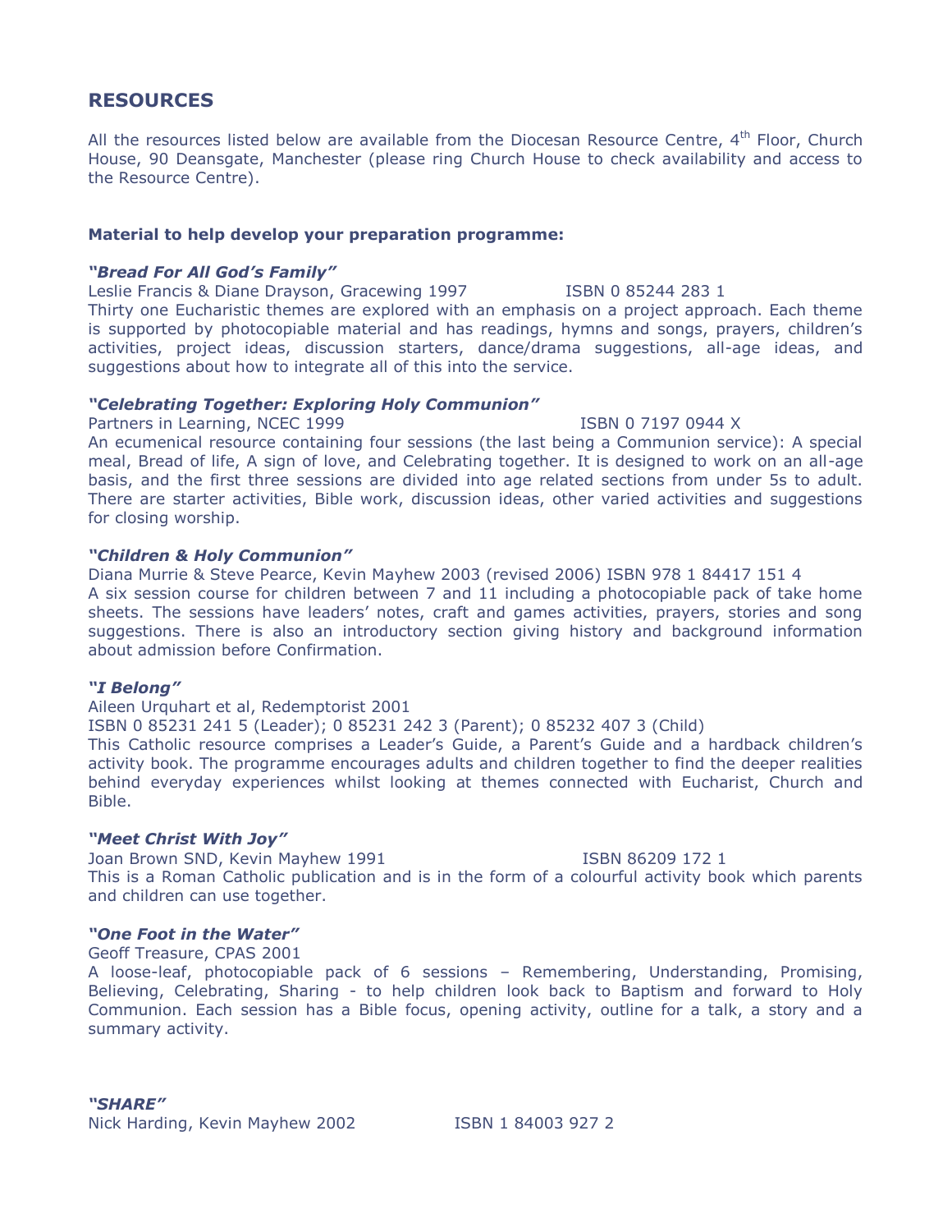## RESOURCES

All the resources listed below are available from the Diocesan Resource Centre, 4th Floor, Church House, 90 Deansgate, Manchester (please ring Church House to check availability and access to the Resource Centre).

**Material to help develop your preparation programme:**

***"Bread For All God's Family"***

Leslie Francis & Diane Drayson, Gracewing 1997 ISBN 0 85244 283 1

Thirty one Eucharistic themes are explored with an emphasis on a project approach. Each theme is supported by photocopiable material and has readings, hymns and songs, prayers, children's activities, project ideas, discussion starters, dance/drama suggestions, all-age ideas, and suggestions about how to integrate all of this into the service.

***"Celebrating Together: Exploring Holy Communion"***

Partners in Learning, NCEC 1999 ISBN 0 7197 0944 X

An ecumenical resource containing four sessions (the last being a Communion service): A special meal, Bread of life, A sign of love, and Celebrating together. It is designed to work on an all-age basis, and the first three sessions are divided into age related sections from under 5s to adult. There are starter activities, Bible work, discussion ideas, other varied activities and suggestions for closing worship.

***"Children & Holy Communion"***

Diana Murrie & Steve Pearce, Kevin Mayhew 2003 (revised 2006) ISBN 978 1 84417 151 4

A six session course for children between 7 and 11 including a photocopiable pack of take home sheets. The sessions have leaders' notes, craft and games activities, prayers, stories and song suggestions. There is also an introductory section giving history and background information about admission before Confirmation.

***"I Belong"***

Aileen Urquhart et al, Redemptorist 2001

ISBN 0 85231 241 5 (Leader); 0 85231 242 3 (Parent); 0 85232 407 3 (Child)

This Catholic resource comprises a Leader's Guide, a Parent's Guide and a hardback children's activity book. The programme encourages adults and children together to find the deeper realities behind everyday experiences whilst looking at themes connected with Eucharist, Church and Bible.

***"Meet Christ With Joy"***

Joan Brown SND, Kevin Mayhew 1991 ISBN 86209 172 1

This is a Roman Catholic publication and is in the form of a colourful activity book which parents and children can use together.

***"One Foot in the Water"***

Geoff Treasure, CPAS 2001

A loose-leaf, photocopiable pack of 6 sessions – Remembering, Understanding, Promising, Believing, Celebrating, Sharing - to help children look back to Baptism and forward to Holy Communion. Each session has a Bible focus, opening activity, outline for a talk, a story and a summary activity.

***"SHARE"***

Nick Harding, Kevin Mayhew 2002 ISBN 1 84003 927 2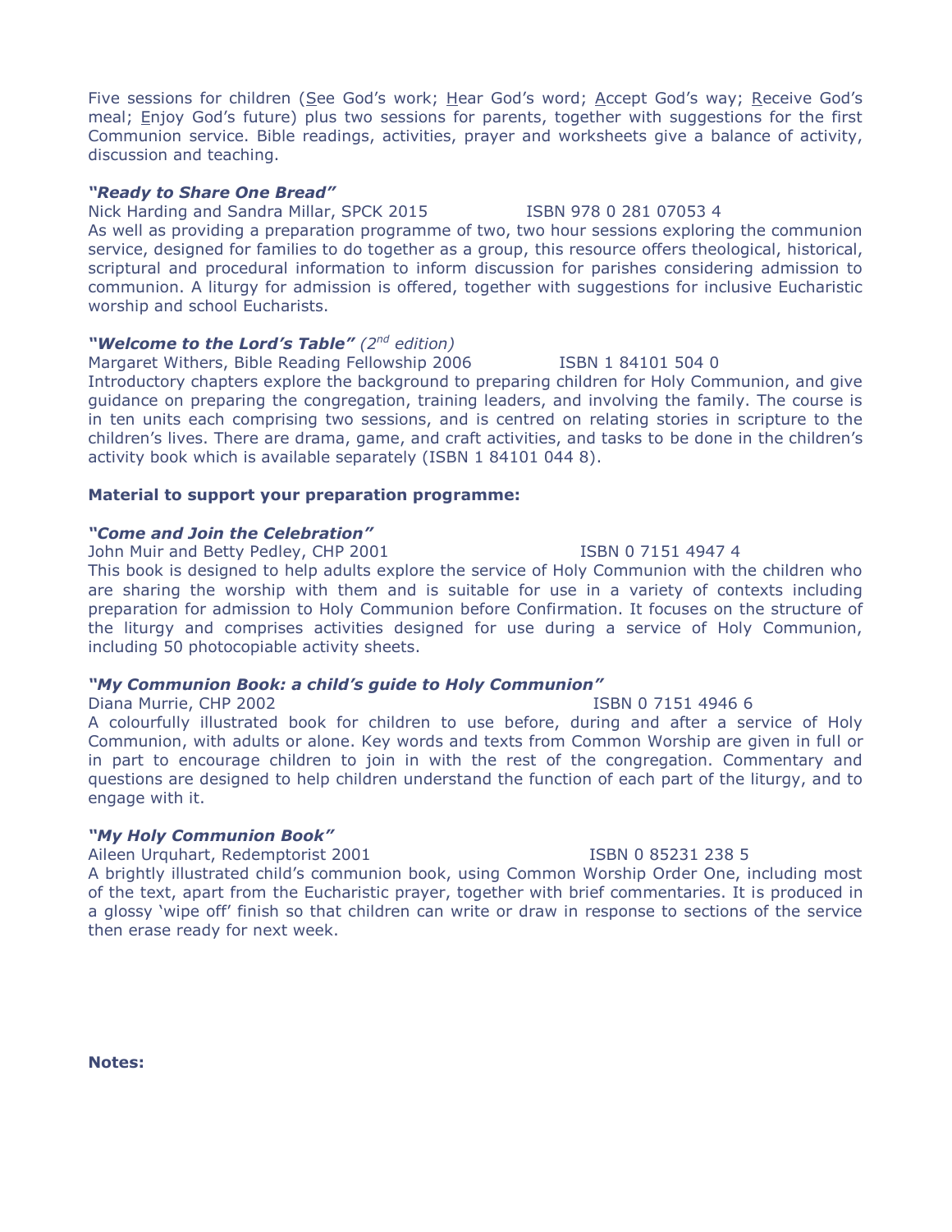Five sessions for children (See God's work; Hear God's word; Accept God's way; Receive God's meal; Enjoy God's future) plus two sessions for parents, together with suggestions for the first Communion service. Bible readings, activities, prayer and worksheets give a balance of activity, discussion and teaching.

***"Ready to Share One Bread"***

Nick Harding and Sandra Millar, SPCK 2015 ISBN 978 0 281 07053 4

As well as providing a preparation programme of two, two hour sessions exploring the communion service, designed for families to do together as a group, this resource offers theological, historical, scriptural and procedural information to inform discussion for parishes considering admission to communion. A liturgy for admission is offered, together with suggestions for inclusive Eucharistic worship and school Eucharists.

***"Welcome to the Lord's Table"*** *(2nd edition)*

Margaret Withers, Bible Reading Fellowship 2006 ISBN 1 84101 504 0

Introductory chapters explore the background to preparing children for Holy Communion, and give guidance on preparing the congregation, training leaders, and involving the family. The course is in ten units each comprising two sessions, and is centred on relating stories in scripture to the children's lives. There are drama, game, and craft activities, and tasks to be done in the children's activity book which is available separately (ISBN 1 84101 044 8).

**Material to support your preparation programme:**

***"Come and Join the Celebration"***

John Muir and Betty Pedley, CHP 2001 ISBN 0 7151 4947 4

This book is designed to help adults explore the service of Holy Communion with the children who are sharing the worship with them and is suitable for use in a variety of contexts including preparation for admission to Holy Communion before Confirmation. It focuses on the structure of the liturgy and comprises activities designed for use during a service of Holy Communion, including 50 photocopiable activity sheets.

***"My Communion Book: a child's guide to Holy Communion"***

Diana Murrie, CHP 2002 ISBN 0 7151 4946 6

A colourfully illustrated book for children to use before, during and after a service of Holy Communion, with adults or alone. Key words and texts from Common Worship are given in full or in part to encourage children to join in with the rest of the congregation. Commentary and questions are designed to help children understand the function of each part of the liturgy, and to engage with it.

***"My Holy Communion Book"***

Aileen Urquhart, Redemptorist 2001 ISBN 0 85231 238 5

A brightly illustrated child's communion book, using Common Worship Order One, including most of the text, apart from the Eucharistic prayer, together with brief commentaries. It is produced in a glossy 'wipe off' finish so that children can write or draw in response to sections of the service then erase ready for next week.

**Notes:**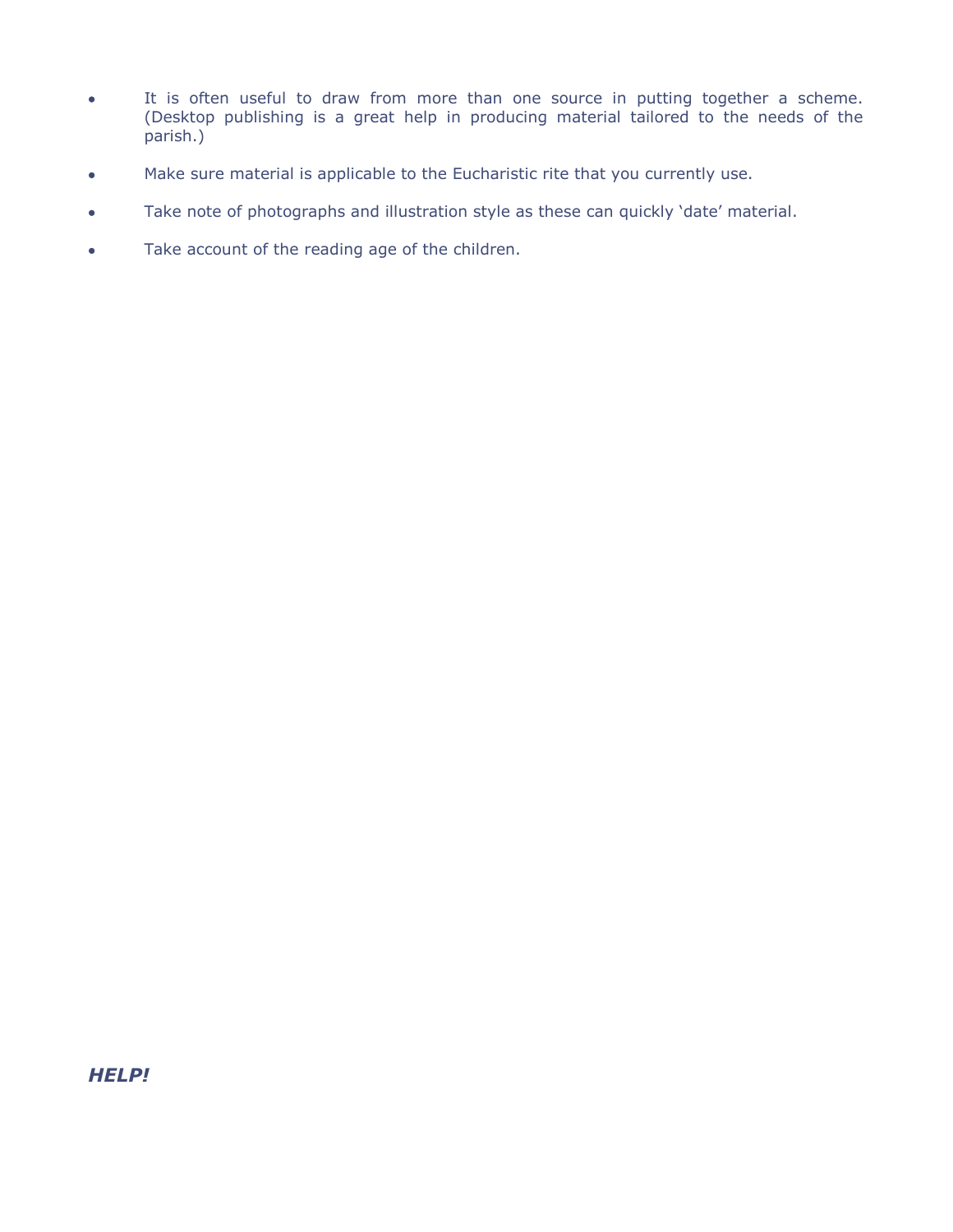- It is often useful to draw from more than one source in putting together a scheme. (Desktop publishing is a great help in producing material tailored to the needs of the parish.)

- Make sure material is applicable to the Eucharistic rite that you currently use.

- Take note of photographs and illustration style as these can quickly 'date' material.

- Take account of the reading age of the children.

***HELP!***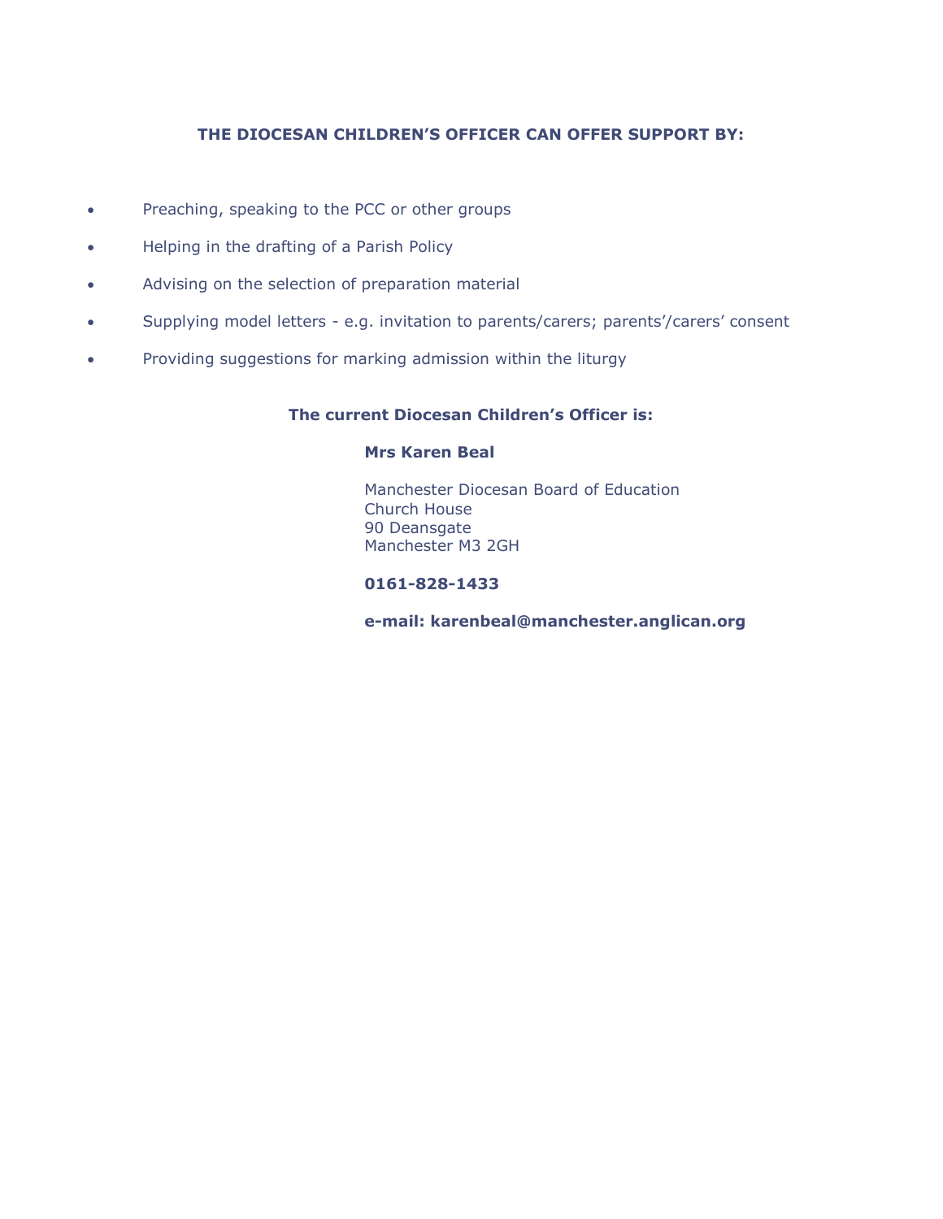## THE DIOCESAN CHILDREN'S OFFICER CAN OFFER SUPPORT BY:

- Preaching, speaking to the PCC or other groups
- Helping in the drafting of a Parish Policy
- Advising on the selection of preparation material
- Supplying model letters - e.g. invitation to parents/carers; parents'/carers' consent
- Providing suggestions for marking admission within the liturgy

**The current Diocesan Children's Officer is:**

**Mrs Karen Beal**

Manchester Diocesan Board of Education
Church House
90 Deansgate
Manchester M3 2GH

**0161-828-1433**

**e-mail: karenbeal@manchester.anglican.org**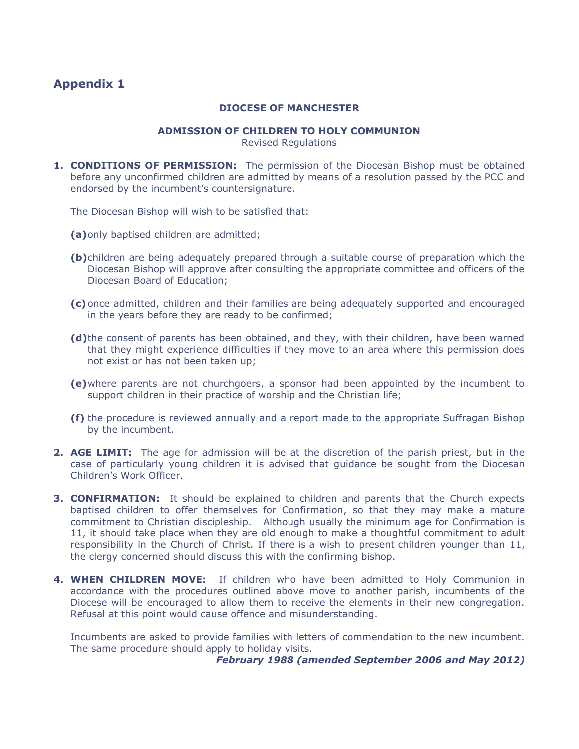## Appendix 1

**DIOCESE OF MANCHESTER**

**ADMISSION OF CHILDREN TO HOLY COMMUNION**
Revised Regulations

1. **CONDITIONS OF PERMISSION:** The permission of the Diocesan Bishop must be obtained before any unconfirmed children are admitted by means of a resolution passed by the PCC and endorsed by the incumbent's countersignature.

   The Diocesan Bishop will wish to be satisfied that:

   **(a)** only baptised children are admitted;

   **(b)** children are being adequately prepared through a suitable course of preparation which the Diocesan Bishop will approve after consulting the appropriate committee and officers of the Diocesan Board of Education;

   **(c)** once admitted, children and their families are being adequately supported and encouraged in the years before they are ready to be confirmed;

   **(d)** the consent of parents has been obtained, and they, with their children, have been warned that they might experience difficulties if they move to an area where this permission does not exist or has not been taken up;

   **(e)** where parents are not churchgoers, a sponsor had been appointed by the incumbent to support children in their practice of worship and the Christian life;

   **(f)** the procedure is reviewed annually and a report made to the appropriate Suffragan Bishop by the incumbent.

2. **AGE LIMIT:** The age for admission will be at the discretion of the parish priest, but in the case of particularly young children it is advised that guidance be sought from the Diocesan Children's Work Officer.

3. **CONFIRMATION:** It should be explained to children and parents that the Church expects baptised children to offer themselves for Confirmation, so that they may make a mature commitment to Christian discipleship. Although usually the minimum age for Confirmation is 11, it should take place when they are old enough to make a thoughtful commitment to adult responsibility in the Church of Christ. If there is a wish to present children younger than 11, the clergy concerned should discuss this with the confirming bishop.

4. **WHEN CHILDREN MOVE:** If children who have been admitted to Holy Communion in accordance with the procedures outlined above move to another parish, incumbents of the Diocese will be encouraged to allow them to receive the elements in their new congregation. Refusal at this point would cause offence and misunderstanding.

   Incumbents are asked to provide families with letters of commendation to the new incumbent. The same procedure should apply to holiday visits.

***February 1988 (amended September 2006 and May 2012)***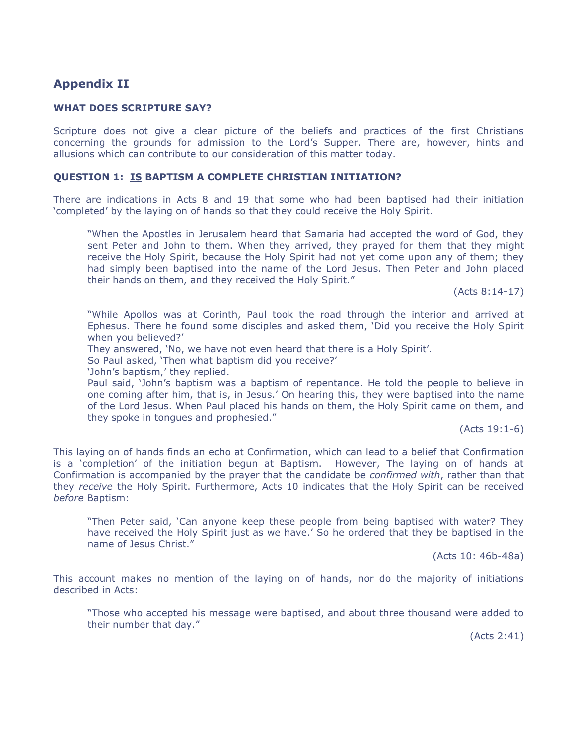## Appendix II

### WHAT DOES SCRIPTURE SAY?

Scripture does not give a clear picture of the beliefs and practices of the first Christians concerning the grounds for admission to the Lord's Supper. There are, however, hints and allusions which can contribute to our consideration of this matter today.

### QUESTION 1: IS BAPTISM A COMPLETE CHRISTIAN INITIATION?

There are indications in Acts 8 and 19 that some who had been baptised had their initiation 'completed' by the laying on of hands so that they could receive the Holy Spirit.

> "When the Apostles in Jerusalem heard that Samaria had accepted the word of God, they sent Peter and John to them. When they arrived, they prayed for them that they might receive the Holy Spirit, because the Holy Spirit had not yet come upon any of them; they had simply been baptised into the name of the Lord Jesus. Then Peter and John placed their hands on them, and they received the Holy Spirit."
>
> (Acts 8:14-17)

> "While Apollos was at Corinth, Paul took the road through the interior and arrived at Ephesus. There he found some disciples and asked them, 'Did you receive the Holy Spirit when you believed?'
> They answered, 'No, we have not even heard that there is a Holy Spirit'.
> So Paul asked, 'Then what baptism did you receive?'
> 'John's baptism,' they replied.
> Paul said, 'John's baptism was a baptism of repentance. He told the people to believe in one coming after him, that is, in Jesus.' On hearing this, they were baptised into the name of the Lord Jesus. When Paul placed his hands on them, the Holy Spirit came on them, and they spoke in tongues and prophesied."
>
> (Acts 19:1-6)

This laying on of hands finds an echo at Confirmation, which can lead to a belief that Confirmation is a 'completion' of the initiation begun at Baptism. However, The laying on of hands at Confirmation is accompanied by the prayer that the candidate be *confirmed with*, rather than that they *receive* the Holy Spirit. Furthermore, Acts 10 indicates that the Holy Spirit can be received *before* Baptism:

> "Then Peter said, 'Can anyone keep these people from being baptised with water? They have received the Holy Spirit just as we have.' So he ordered that they be baptised in the name of Jesus Christ."
>
> (Acts 10: 46b-48a)

This account makes no mention of the laying on of hands, nor do the majority of initiations described in Acts:

> "Those who accepted his message were baptised, and about three thousand were added to their number that day."
>
> (Acts 2:41)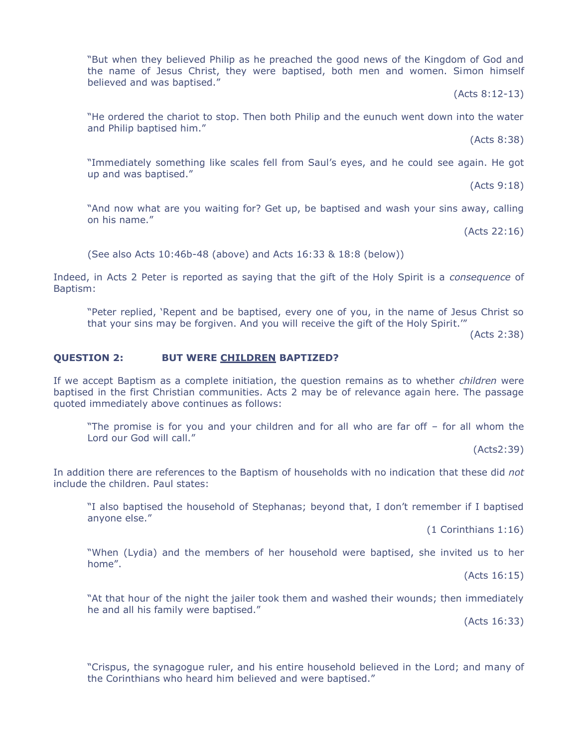> "But when they believed Philip as he preached the good news of the Kingdom of God and the name of Jesus Christ, they were baptised, both men and women. Simon himself believed and was baptised."
>
> (Acts 8:12-13)

> "He ordered the chariot to stop. Then both Philip and the eunuch went down into the water and Philip baptised him."
>
> (Acts 8:38)

> "Immediately something like scales fell from Saul's eyes, and he could see again. He got up and was baptised."
>
> (Acts 9:18)

> "And now what are you waiting for? Get up, be baptised and wash your sins away, calling on his name."
>
> (Acts 22:16)

> (See also Acts 10:46b-48 (above) and Acts 16:33 & 18:8 (below))

Indeed, in Acts 2 Peter is reported as saying that the gift of the Holy Spirit is a *consequence* of Baptism:

> "Peter replied, 'Repent and be baptised, every one of you, in the name of Jesus Christ so that your sins may be forgiven. And you will receive the gift of the Holy Spirit.'"
>
> (Acts 2:38)

**QUESTION 2: BUT WERE <u>CHILDREN</u> BAPTIZED?**

If we accept Baptism as a complete initiation, the question remains as to whether *children* were baptised in the first Christian communities. Acts 2 may be of relevance again here. The passage quoted immediately above continues as follows:

> "The promise is for you and your children and for all who are far off – for all whom the Lord our God will call."
>
> (Acts2:39)

In addition there are references to the Baptism of households with no indication that these did *not* include the children. Paul states:

> "I also baptised the household of Stephanas; beyond that, I don't remember if I baptised anyone else."
>
> (1 Corinthians 1:16)

> "When (Lydia) and the members of her household were baptised, she invited us to her home".
>
> (Acts 16:15)

> "At that hour of the night the jailer took them and washed their wounds; then immediately he and all his family were baptised."
>
> (Acts 16:33)

> "Crispus, the synagogue ruler, and his entire household believed in the Lord; and many of the Corinthians who heard him believed and were baptised."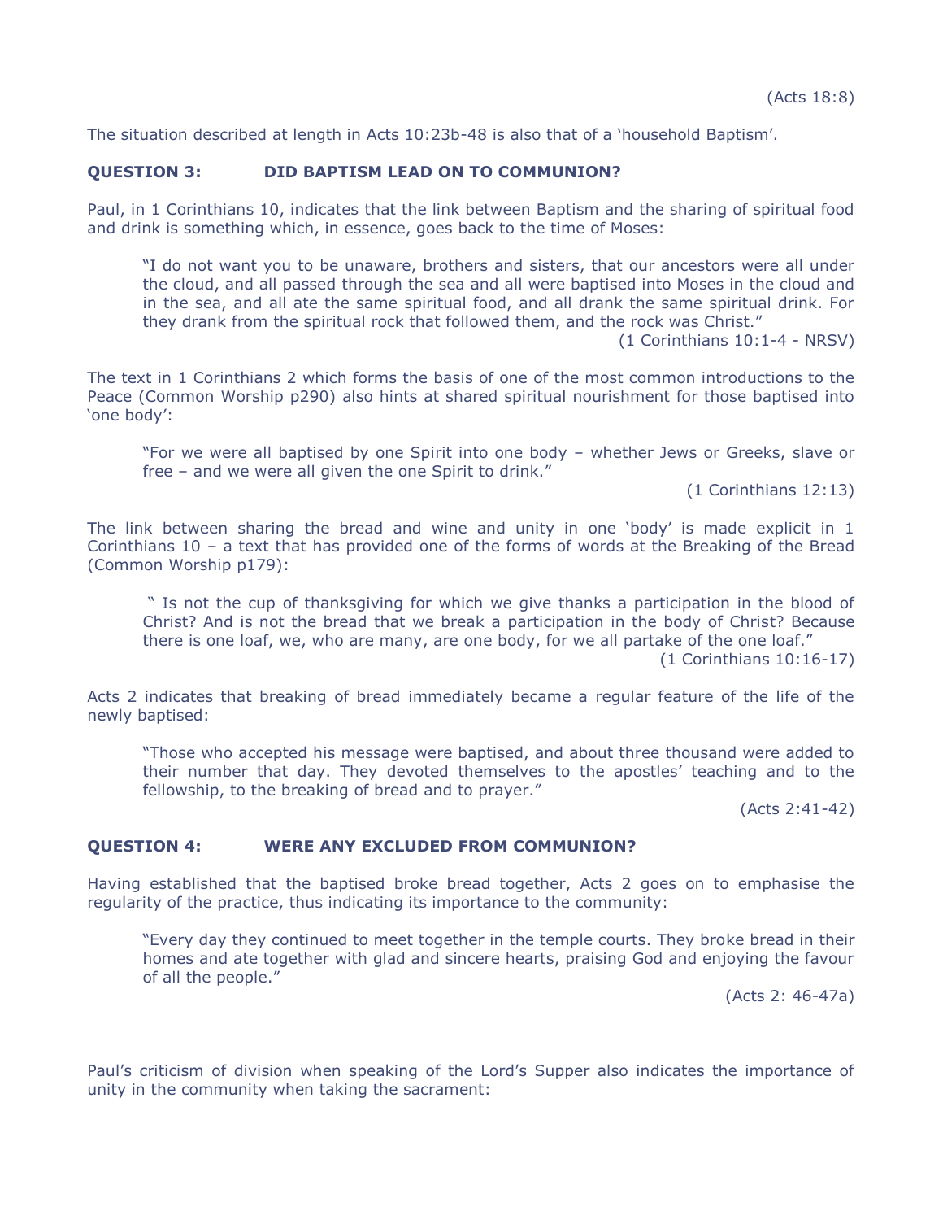(Acts 18:8)

The situation described at length in Acts 10:23b-48 is also that of a 'household Baptism'.

**QUESTION 3: DID BAPTISM LEAD ON TO COMMUNION?**

Paul, in 1 Corinthians 10, indicates that the link between Baptism and the sharing of spiritual food and drink is something which, in essence, goes back to the time of Moses:

> "I do not want you to be unaware, brothers and sisters, that our ancestors were all under the cloud, and all passed through the sea and all were baptised into Moses in the cloud and in the sea, and all ate the same spiritual food, and all drank the same spiritual drink. For they drank from the spiritual rock that followed them, and the rock was Christ."
>
> (1 Corinthians 10:1-4 - NRSV)

The text in 1 Corinthians 2 which forms the basis of one of the most common introductions to the Peace (Common Worship p290) also hints at shared spiritual nourishment for those baptised into 'one body':

> "For we were all baptised by one Spirit into one body – whether Jews or Greeks, slave or free – and we were all given the one Spirit to drink."
>
> (1 Corinthians 12:13)

The link between sharing the bread and wine and unity in one 'body' is made explicit in 1 Corinthians 10 – a text that has provided one of the forms of words at the Breaking of the Bread (Common Worship p179):

> " Is not the cup of thanksgiving for which we give thanks a participation in the blood of Christ? And is not the bread that we break a participation in the body of Christ? Because there is one loaf, we, who are many, are one body, for we all partake of the one loaf."
>
> (1 Corinthians 10:16-17)

Acts 2 indicates that breaking of bread immediately became a regular feature of the life of the newly baptised:

> "Those who accepted his message were baptised, and about three thousand were added to their number that day. They devoted themselves to the apostles' teaching and to the fellowship, to the breaking of bread and to prayer."
>
> (Acts 2:41-42)

**QUESTION 4: WERE ANY EXCLUDED FROM COMMUNION?**

Having established that the baptised broke bread together, Acts 2 goes on to emphasise the regularity of the practice, thus indicating its importance to the community:

> "Every day they continued to meet together in the temple courts. They broke bread in their homes and ate together with glad and sincere hearts, praising God and enjoying the favour of all the people."
>
> (Acts 2: 46-47a)

Paul's criticism of division when speaking of the Lord's Supper also indicates the importance of unity in the community when taking the sacrament: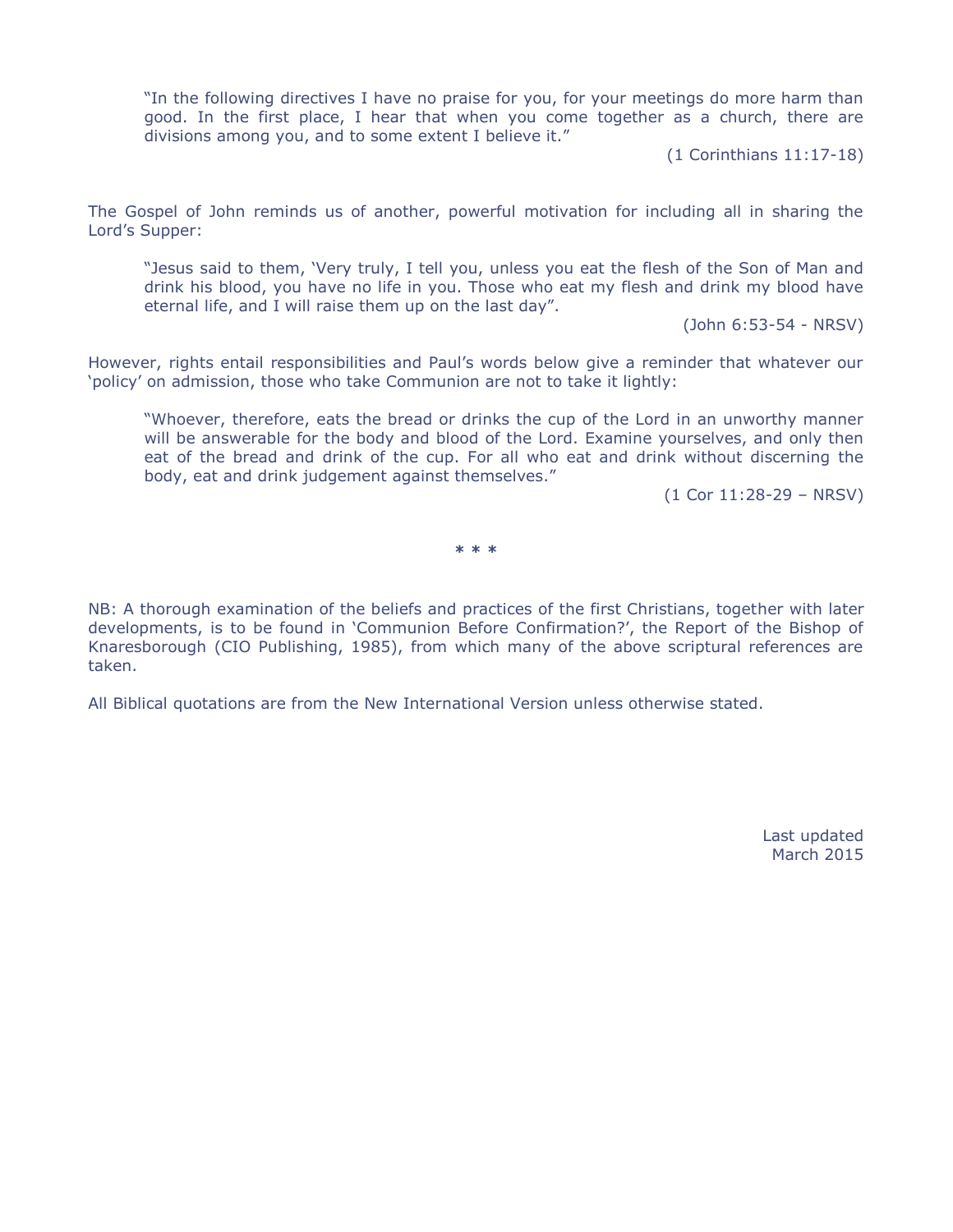> "In the following directives I have no praise for you, for your meetings do more harm than good. In the first place, I hear that when you come together as a church, there are divisions among you, and to some extent I believe it."
>
> (1 Corinthians 11:17-18)

The Gospel of John reminds us of another, powerful motivation for including all in sharing the Lord's Supper:

> "Jesus said to them, 'Very truly, I tell you, unless you eat the flesh of the Son of Man and drink his blood, you have no life in you. Those who eat my flesh and drink my blood have eternal life, and I will raise them up on the last day".
>
> (John 6:53-54 - NRSV)

However, rights entail responsibilities and Paul's words below give a reminder that whatever our 'policy' on admission, those who take Communion are not to take it lightly:

> "Whoever, therefore, eats the bread or drinks the cup of the Lord in an unworthy manner will be answerable for the body and blood of the Lord. Examine yourselves, and only then eat of the bread and drink of the cup. For all who eat and drink without discerning the body, eat and drink judgement against themselves."
>
> (1 Cor 11:28-29 – NRSV)

\* \* \*

NB: A thorough examination of the beliefs and practices of the first Christians, together with later developments, is to be found in 'Communion Before Confirmation?', the Report of the Bishop of Knaresborough (CIO Publishing, 1985), from which many of the above scriptural references are taken.

All Biblical quotations are from the New International Version unless otherwise stated.

Last updated
March 2015